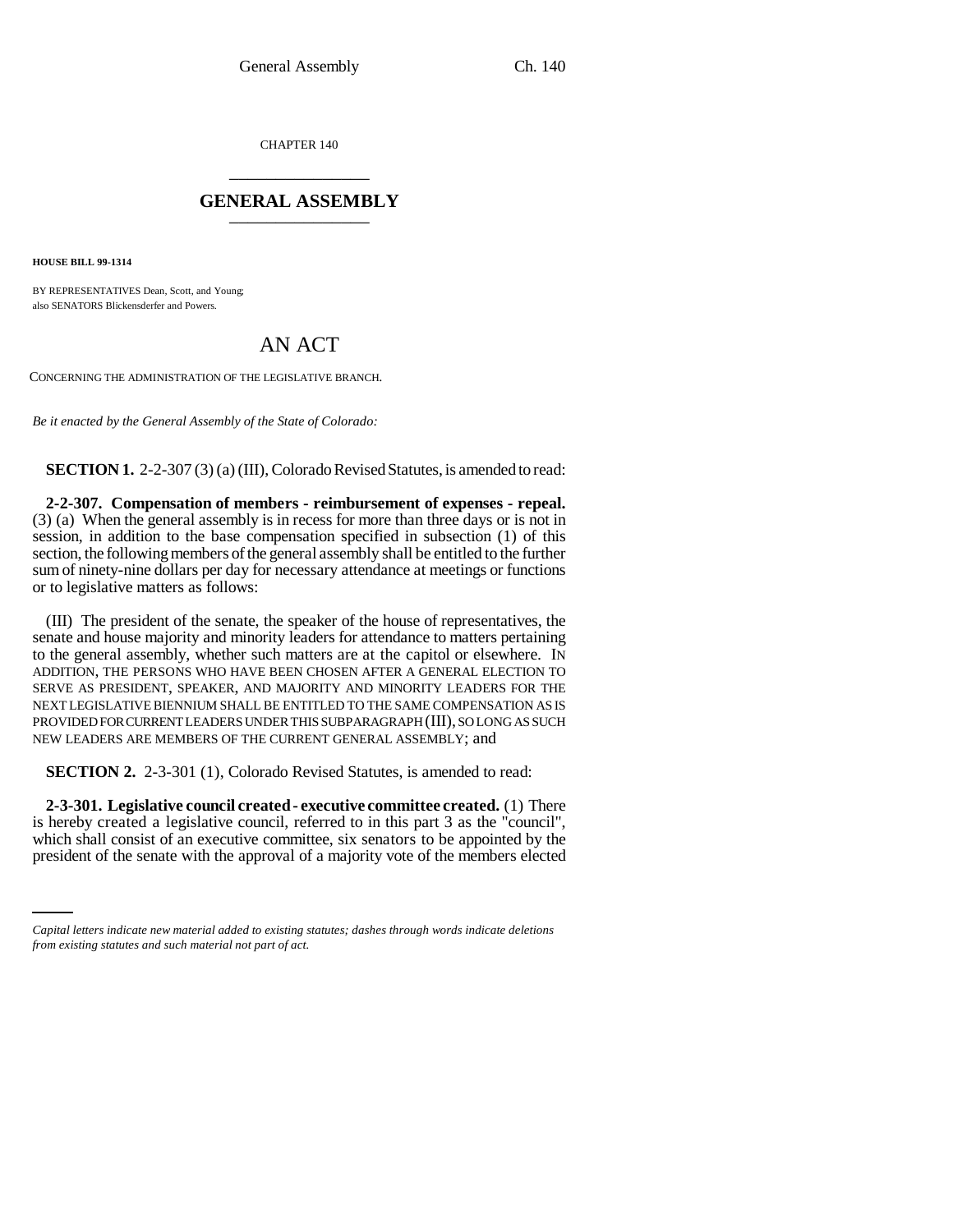CHAPTER 140

# GENERAL ASSEMBLY

**HOUSE BILL 99-1314**

BY REPRESENTATIVES Dean, Scott, and Young;
also SENATORS Blickensderfer and Powers.

## AN ACT

CONCERNING THE ADMINISTRATION OF THE LEGISLATIVE BRANCH.

*Be it enacted by the General Assembly of the State of Colorado:*

**SECTION 1.** 2-2-307 (3) (a) (III), Colorado Revised Statutes, is amended to read:

**2-2-307. Compensation of members - reimbursement of expenses - repeal.** (3) (a) When the general assembly is in recess for more than three days or is not in session, in addition to the base compensation specified in subsection (1) of this section, the following members of the general assembly shall be entitled to the further sum of ninety-nine dollars per day for necessary attendance at meetings or functions or to legislative matters as follows:

(III) The president of the senate, the speaker of the house of representatives, the senate and house majority and minority leaders for attendance to matters pertaining to the general assembly, whether such matters are at the capitol or elsewhere. IN ADDITION, THE PERSONS WHO HAVE BEEN CHOSEN AFTER A GENERAL ELECTION TO SERVE AS PRESIDENT, SPEAKER, AND MAJORITY AND MINORITY LEADERS FOR THE NEXT LEGISLATIVE BIENNIUM SHALL BE ENTITLED TO THE SAME COMPENSATION AS IS PROVIDED FOR CURRENT LEADERS UNDER THIS SUBPARAGRAPH (III), SO LONG AS SUCH NEW LEADERS ARE MEMBERS OF THE CURRENT GENERAL ASSEMBLY; and

**SECTION 2.** 2-3-301 (1), Colorado Revised Statutes, is amended to read:

**2-3-301. Legislative council created - executive committee created.** (1) There is hereby created a legislative council, referred to in this part 3 as the "council", which shall consist of an executive committee, six senators to be appointed by the president of the senate with the approval of a majority vote of the members elected

*Capital letters indicate new material added to existing statutes; dashes through words indicate deletions from existing statutes and such material not part of act.*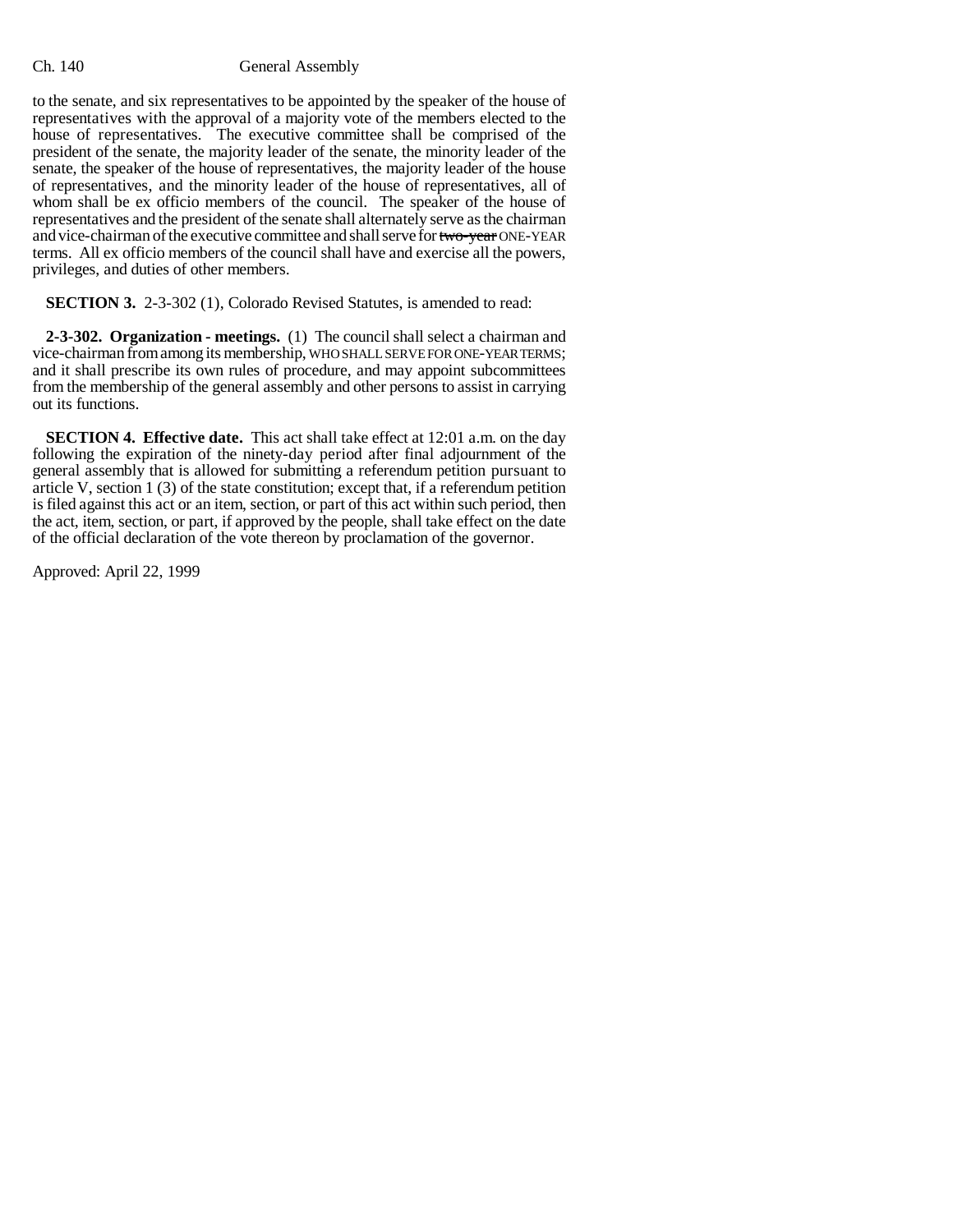to the senate, and six representatives to be appointed by the speaker of the house of representatives with the approval of a majority vote of the members elected to the house of representatives. The executive committee shall be comprised of the president of the senate, the majority leader of the senate, the minority leader of the senate, the speaker of the house of representatives, the majority leader of the house of representatives, and the minority leader of the house of representatives, all of whom shall be ex officio members of the council. The speaker of the house of representatives and the president of the senate shall alternately serve as the chairman and vice-chairman of the executive committee and shall serve for ~~two-year~~ ONE-YEAR terms. All ex officio members of the council shall have and exercise all the powers, privileges, and duties of other members.

**SECTION 3.** 2-3-302 (1), Colorado Revised Statutes, is amended to read:

**2-3-302. Organization - meetings.** (1) The council shall select a chairman and vice-chairman from among its membership, WHO SHALL SERVE FOR ONE-YEAR TERMS; and it shall prescribe its own rules of procedure, and may appoint subcommittees from the membership of the general assembly and other persons to assist in carrying out its functions.

**SECTION 4. Effective date.** This act shall take effect at 12:01 a.m. on the day following the expiration of the ninety-day period after final adjournment of the general assembly that is allowed for submitting a referendum petition pursuant to article V, section 1 (3) of the state constitution; except that, if a referendum petition is filed against this act or an item, section, or part of this act within such period, then the act, item, section, or part, if approved by the people, shall take effect on the date of the official declaration of the vote thereon by proclamation of the governor.

Approved: April 22, 1999